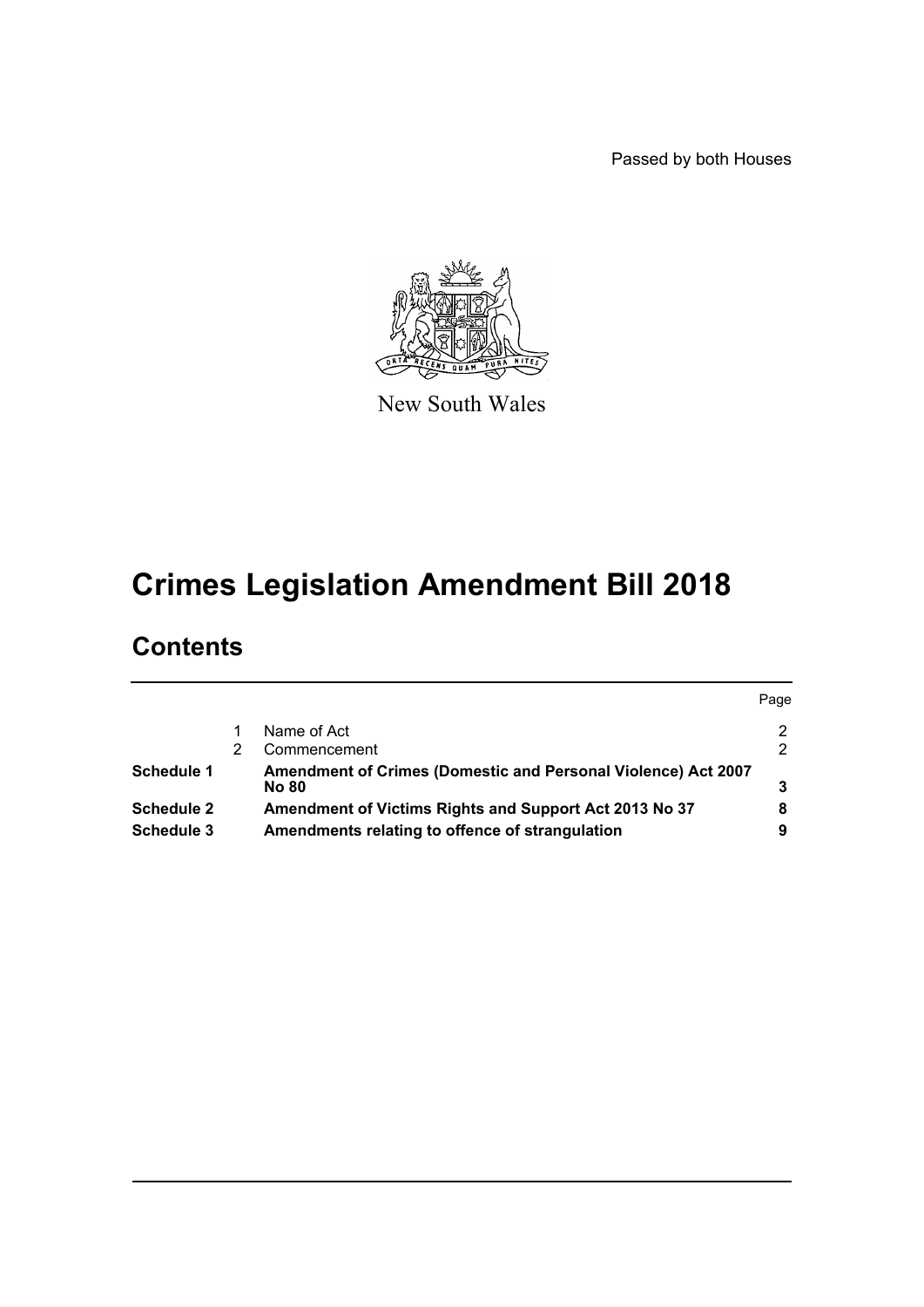Passed by both Houses

New South Wales

# Crimes Legislation Amendment Bill 2018

## Contents

| | | | Page |
|---|---|---|---|
| | 1 | Name of Act | 2 |
| | 2 | Commencement | 2 |
| **Schedule 1** | | **Amendment of Crimes (Domestic and Personal Violence) Act 2007 No 80** | **3** |
| **Schedule 2** | | **Amendment of Victims Rights and Support Act 2013 No 37** | **8** |
| **Schedule 3** | | **Amendments relating to offence of strangulation** | **9** |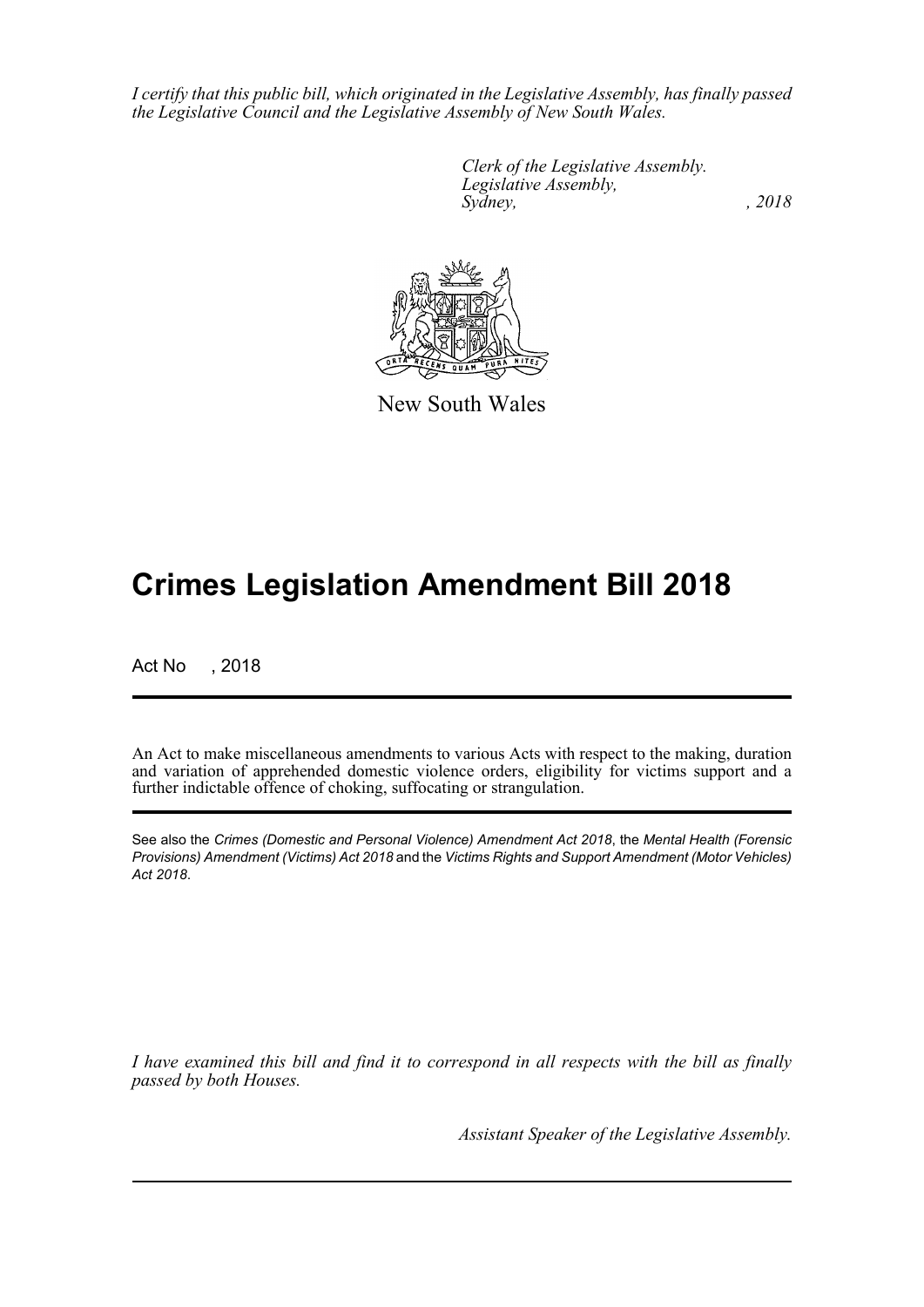*I certify that this public bill, which originated in the Legislative Assembly, has finally passed the Legislative Council and the Legislative Assembly of New South Wales.*

*Clerk of the Legislative Assembly.*
*Legislative Assembly,*
*Sydney, , 2018*

New South Wales

# Crimes Legislation Amendment Bill 2018

Act No , 2018

An Act to make miscellaneous amendments to various Acts with respect to the making, duration and variation of apprehended domestic violence orders, eligibility for victims support and a further indictable offence of choking, suffocating or strangulation.

See also the *Crimes (Domestic and Personal Violence) Amendment Act 2018*, the *Mental Health (Forensic Provisions) Amendment (Victims) Act 2018* and the *Victims Rights and Support Amendment (Motor Vehicles) Act 2018*.

*I have examined this bill and find it to correspond in all respects with the bill as finally passed by both Houses.*

*Assistant Speaker of the Legislative Assembly.*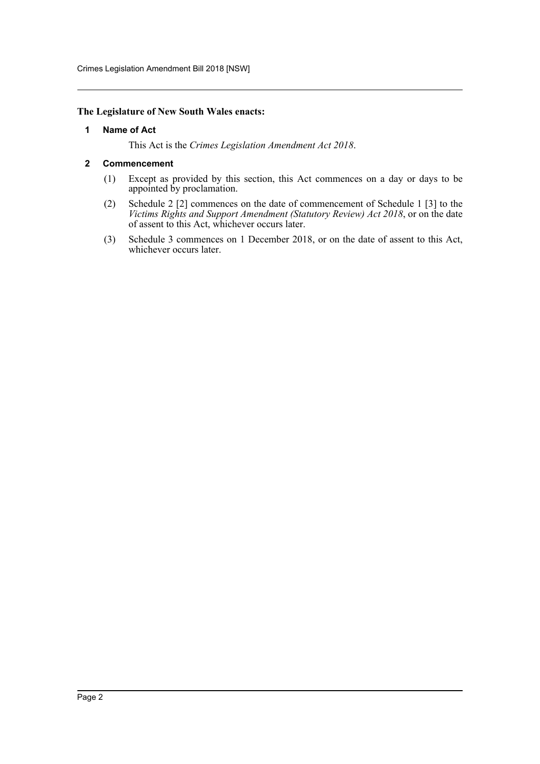**The Legislature of New South Wales enacts:**

### 1 Name of Act

This Act is the *Crimes Legislation Amendment Act 2018*.

### 2 Commencement

(1) Except as provided by this section, this Act commences on a day or days to be appointed by proclamation.

(2) Schedule 2 [2] commences on the date of commencement of Schedule 1 [3] to the *Victims Rights and Support Amendment (Statutory Review) Act 2018*, or on the date of assent to this Act, whichever occurs later.

(3) Schedule 3 commences on 1 December 2018, or on the date of assent to this Act, whichever occurs later.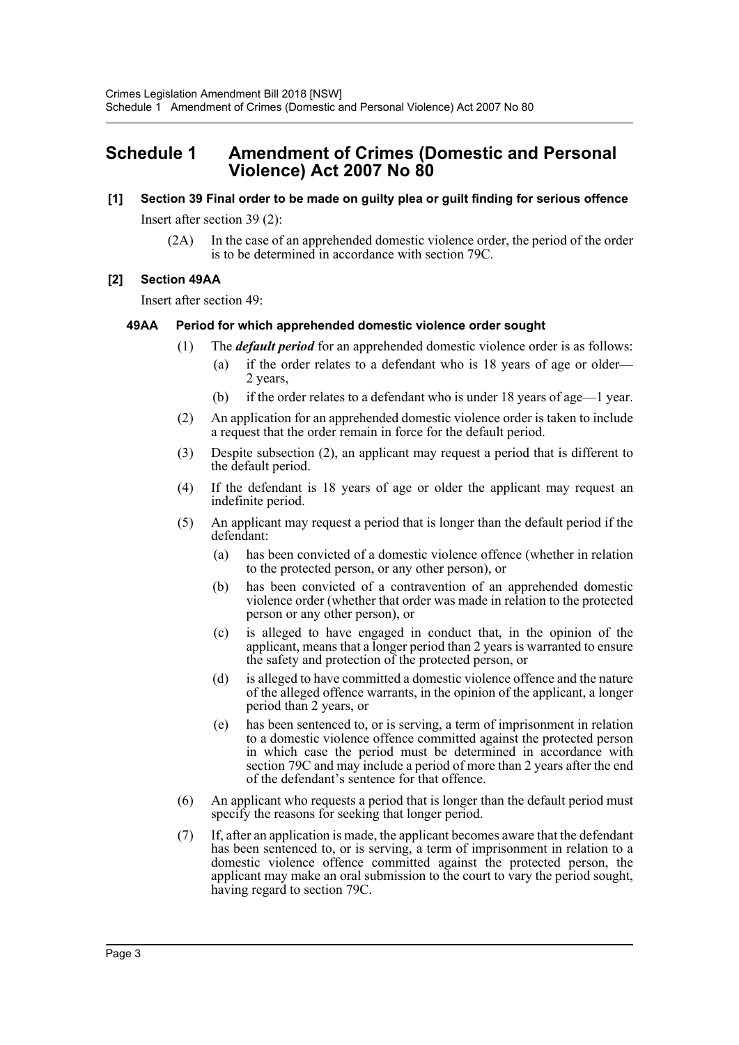## Schedule 1 Amendment of Crimes (Domestic and Personal Violence) Act 2007 No 80

### [1] Section 39 Final order to be made on guilty plea or guilt finding for serious offence

Insert after section 39 (2):

(2A) In the case of an apprehended domestic violence order, the period of the order is to be determined in accordance with section 79C.

### [2] Section 49AA

Insert after section 49:

#### 49AA Period for which apprehended domestic violence order sought

(1) The ***default period*** for an apprehended domestic violence order is as follows:

(a) if the order relates to a defendant who is 18 years of age or older—2 years,

(b) if the order relates to a defendant who is under 18 years of age—1 year.

(2) An application for an apprehended domestic violence order is taken to include a request that the order remain in force for the default period.

(3) Despite subsection (2), an applicant may request a period that is different to the default period.

(4) If the defendant is 18 years of age or older the applicant may request an indefinite period.

(5) An applicant may request a period that is longer than the default period if the defendant:

(a) has been convicted of a domestic violence offence (whether in relation to the protected person, or any other person), or

(b) has been convicted of a contravention of an apprehended domestic violence order (whether that order was made in relation to the protected person or any other person), or

(c) is alleged to have engaged in conduct that, in the opinion of the applicant, means that a longer period than 2 years is warranted to ensure the safety and protection of the protected person, or

(d) is alleged to have committed a domestic violence offence and the nature of the alleged offence warrants, in the opinion of the applicant, a longer period than 2 years, or

(e) has been sentenced to, or is serving, a term of imprisonment in relation to a domestic violence offence committed against the protected person in which case the period must be determined in accordance with section 79C and may include a period of more than 2 years after the end of the defendant's sentence for that offence.

(6) An applicant who requests a period that is longer than the default period must specify the reasons for seeking that longer period.

(7) If, after an application is made, the applicant becomes aware that the defendant has been sentenced to, or is serving, a term of imprisonment in relation to a domestic violence offence committed against the protected person, the applicant may make an oral submission to the court to vary the period sought, having regard to section 79C.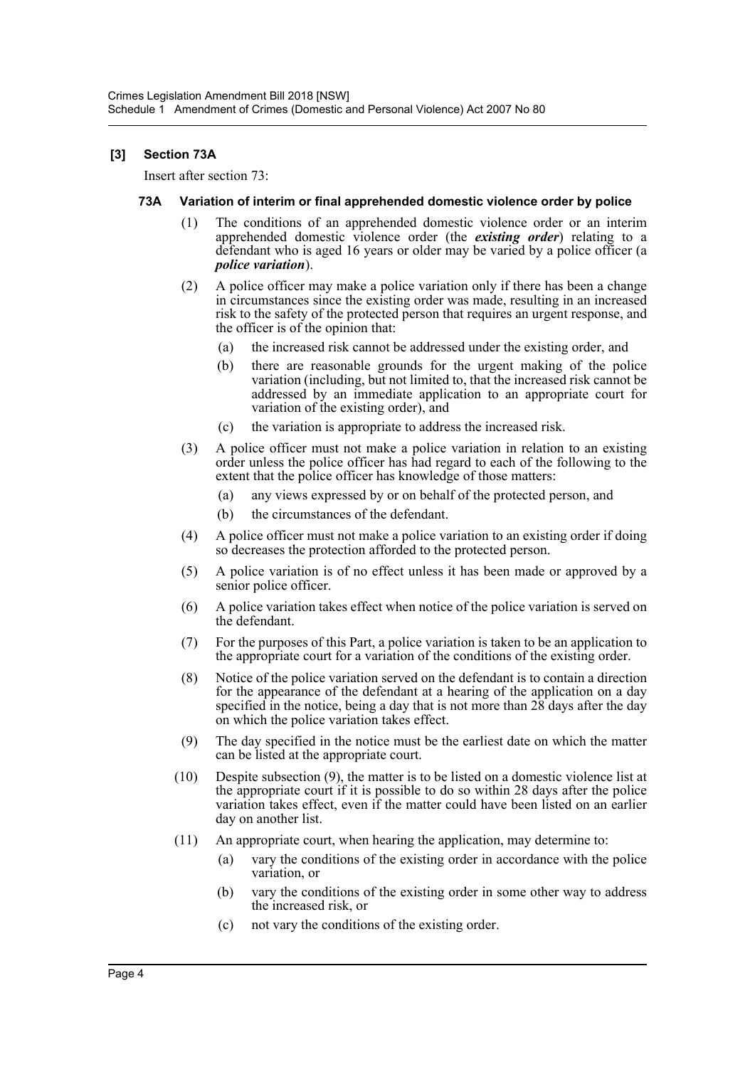### [3] Section 73A

Insert after section 73:

#### 73A Variation of interim or final apprehended domestic violence order by police

(1) The conditions of an apprehended domestic violence order or an interim apprehended domestic violence order (the ***existing order***) relating to a defendant who is aged 16 years or older may be varied by a police officer (a ***police variation***).

(2) A police officer may make a police variation only if there has been a change in circumstances since the existing order was made, resulting in an increased risk to the safety of the protected person that requires an urgent response, and the officer is of the opinion that:

- (a) the increased risk cannot be addressed under the existing order, and
- (b) there are reasonable grounds for the urgent making of the police variation (including, but not limited to, that the increased risk cannot be addressed by an immediate application to an appropriate court for variation of the existing order), and
- (c) the variation is appropriate to address the increased risk.

(3) A police officer must not make a police variation in relation to an existing order unless the police officer has had regard to each of the following to the extent that the police officer has knowledge of those matters:

- (a) any views expressed by or on behalf of the protected person, and
- (b) the circumstances of the defendant.

(4) A police officer must not make a police variation to an existing order if doing so decreases the protection afforded to the protected person.

(5) A police variation is of no effect unless it has been made or approved by a senior police officer.

(6) A police variation takes effect when notice of the police variation is served on the defendant.

(7) For the purposes of this Part, a police variation is taken to be an application to the appropriate court for a variation of the conditions of the existing order.

(8) Notice of the police variation served on the defendant is to contain a direction for the appearance of the defendant at a hearing of the application on a day specified in the notice, being a day that is not more than 28 days after the day on which the police variation takes effect.

(9) The day specified in the notice must be the earliest date on which the matter can be listed at the appropriate court.

(10) Despite subsection (9), the matter is to be listed on a domestic violence list at the appropriate court if it is possible to do so within 28 days after the police variation takes effect, even if the matter could have been listed on an earlier day on another list.

(11) An appropriate court, when hearing the application, may determine to:

- (a) vary the conditions of the existing order in accordance with the police variation, or
- (b) vary the conditions of the existing order in some other way to address the increased risk, or
- (c) not vary the conditions of the existing order.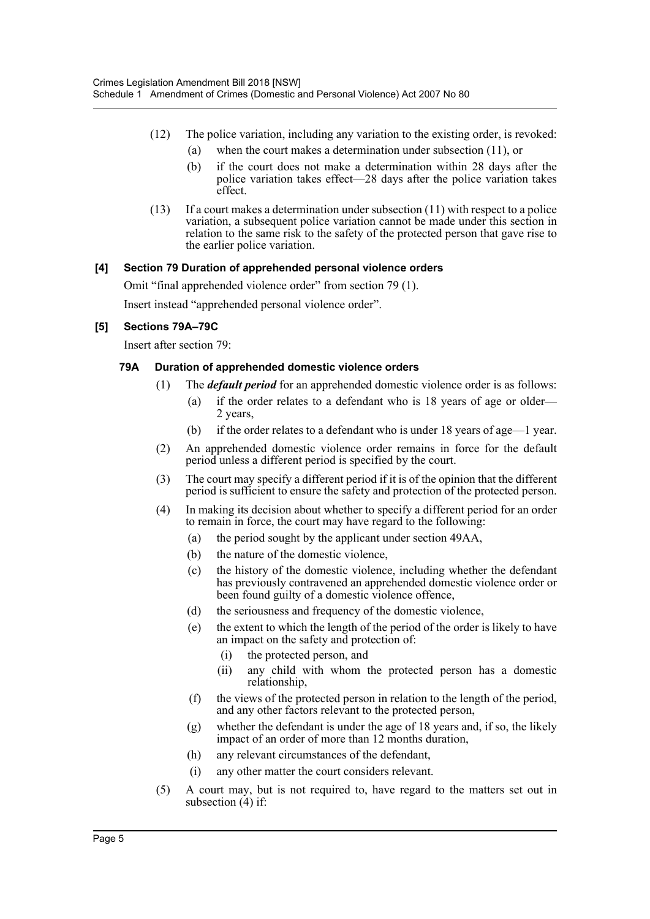(12) The police variation, including any variation to the existing order, is revoked:

(a) when the court makes a determination under subsection (11), or

(b) if the court does not make a determination within 28 days after the police variation takes effect—28 days after the police variation takes effect.

(13) If a court makes a determination under subsection (11) with respect to a police variation, a subsequent police variation cannot be made under this section in relation to the same risk to the safety of the protected person that gave rise to the earlier police variation.

**[4] Section 79 Duration of apprehended personal violence orders**

Omit "final apprehended violence order" from section 79 (1).

Insert instead "apprehended personal violence order".

**[5] Sections 79A–79C**

Insert after section 79:

**79A Duration of apprehended domestic violence orders**

(1) The ***default period*** for an apprehended domestic violence order is as follows:

(a) if the order relates to a defendant who is 18 years of age or older—2 years,

(b) if the order relates to a defendant who is under 18 years of age—1 year.

(2) An apprehended domestic violence order remains in force for the default period unless a different period is specified by the court.

(3) The court may specify a different period if it is of the opinion that the different period is sufficient to ensure the safety and protection of the protected person.

(4) In making its decision about whether to specify a different period for an order to remain in force, the court may have regard to the following:

(a) the period sought by the applicant under section 49AA,

(b) the nature of the domestic violence,

(c) the history of the domestic violence, including whether the defendant has previously contravened an apprehended domestic violence order or been found guilty of a domestic violence offence,

(d) the seriousness and frequency of the domestic violence,

(e) the extent to which the length of the period of the order is likely to have an impact on the safety and protection of:

(i) the protected person, and

(ii) any child with whom the protected person has a domestic relationship,

(f) the views of the protected person in relation to the length of the period, and any other factors relevant to the protected person,

(g) whether the defendant is under the age of 18 years and, if so, the likely impact of an order of more than 12 months duration,

(h) any relevant circumstances of the defendant,

(i) any other matter the court considers relevant.

(5) A court may, but is not required to, have regard to the matters set out in subsection (4) if: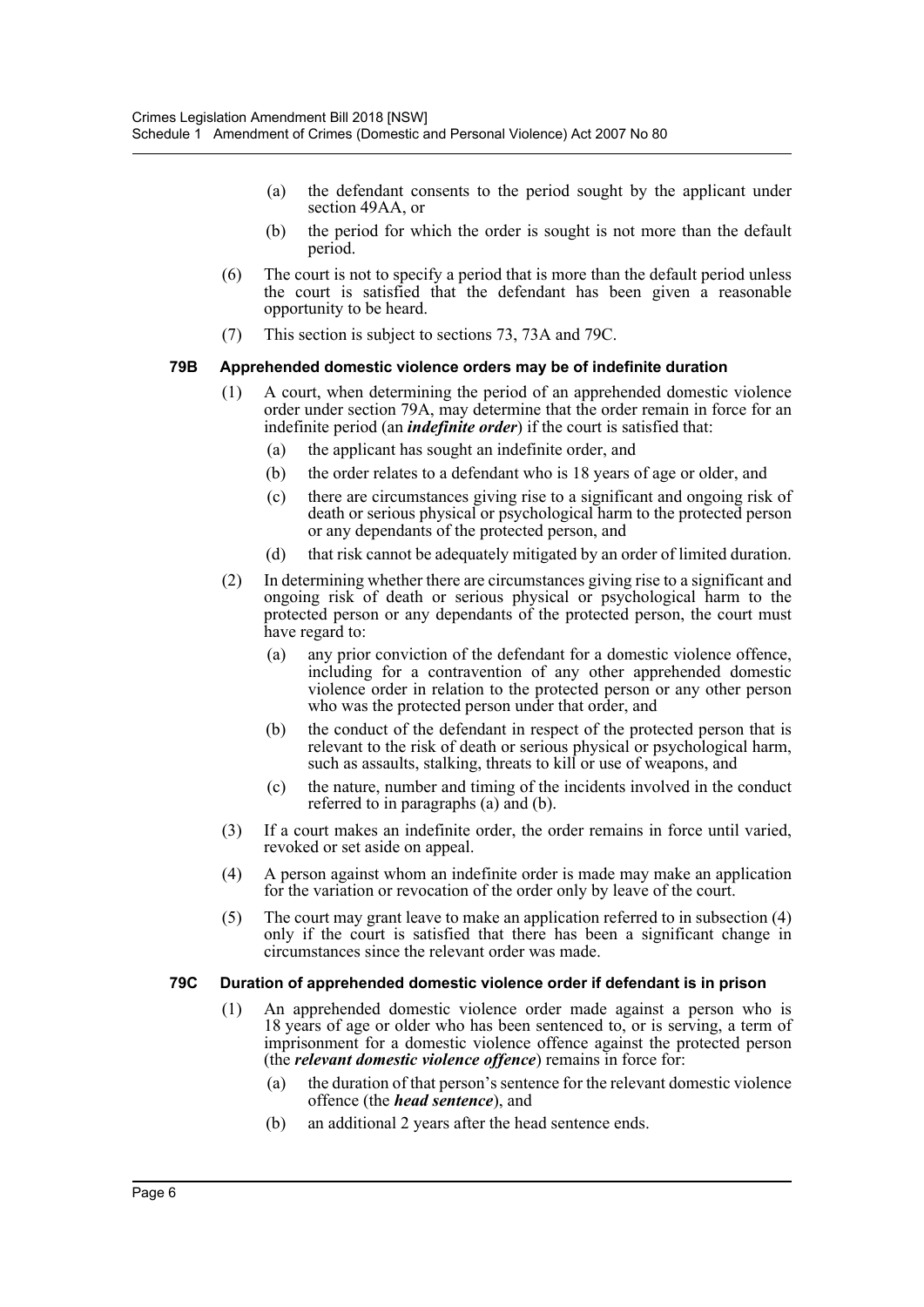(a) the defendant consents to the period sought by the applicant under section 49AA, or

(b) the period for which the order is sought is not more than the default period.

(6) The court is not to specify a period that is more than the default period unless the court is satisfied that the defendant has been given a reasonable opportunity to be heard.

(7) This section is subject to sections 73, 73A and 79C.

### 79B Apprehended domestic violence orders may be of indefinite duration

(1) A court, when determining the period of an apprehended domestic violence order under section 79A, may determine that the order remain in force for an indefinite period (an ***indefinite order***) if the court is satisfied that:

(a) the applicant has sought an indefinite order, and

(b) the order relates to a defendant who is 18 years of age or older, and

(c) there are circumstances giving rise to a significant and ongoing risk of death or serious physical or psychological harm to the protected person or any dependants of the protected person, and

(d) that risk cannot be adequately mitigated by an order of limited duration.

(2) In determining whether there are circumstances giving rise to a significant and ongoing risk of death or serious physical or psychological harm to the protected person or any dependants of the protected person, the court must have regard to:

(a) any prior conviction of the defendant for a domestic violence offence, including for a contravention of any other apprehended domestic violence order in relation to the protected person or any other person who was the protected person under that order, and

(b) the conduct of the defendant in respect of the protected person that is relevant to the risk of death or serious physical or psychological harm, such as assaults, stalking, threats to kill or use of weapons, and

(c) the nature, number and timing of the incidents involved in the conduct referred to in paragraphs (a) and (b).

(3) If a court makes an indefinite order, the order remains in force until varied, revoked or set aside on appeal.

(4) A person against whom an indefinite order is made may make an application for the variation or revocation of the order only by leave of the court.

(5) The court may grant leave to make an application referred to in subsection (4) only if the court is satisfied that there has been a significant change in circumstances since the relevant order was made.

### 79C Duration of apprehended domestic violence order if defendant is in prison

(1) An apprehended domestic violence order made against a person who is 18 years of age or older who has been sentenced to, or is serving, a term of imprisonment for a domestic violence offence against the protected person (the ***relevant domestic violence offence***) remains in force for:

(a) the duration of that person's sentence for the relevant domestic violence offence (the ***head sentence***), and

(b) an additional 2 years after the head sentence ends.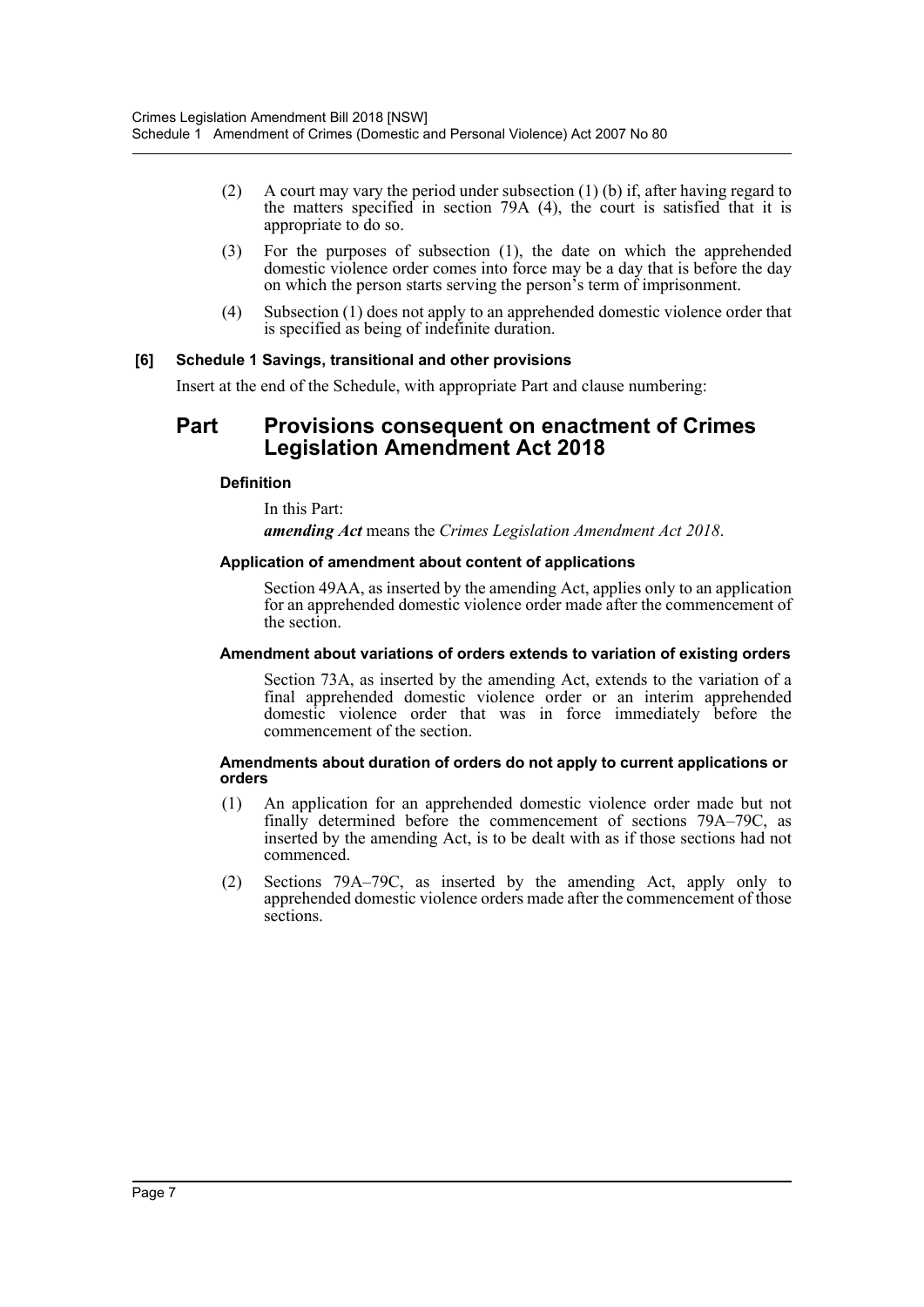(2) A court may vary the period under subsection (1) (b) if, after having regard to the matters specified in section 79A (4), the court is satisfied that it is appropriate to do so.

(3) For the purposes of subsection (1), the date on which the apprehended domestic violence order comes into force may be a day that is before the day on which the person starts serving the person's term of imprisonment.

(4) Subsection (1) does not apply to an apprehended domestic violence order that is specified as being of indefinite duration.

### [6] Schedule 1 Savings, transitional and other provisions

Insert at the end of the Schedule, with appropriate Part and clause numbering:

## Part Provisions consequent on enactment of Crimes Legislation Amendment Act 2018

#### Definition

In this Part:

***amending Act*** means the *Crimes Legislation Amendment Act 2018*.

#### Application of amendment about content of applications

Section 49AA, as inserted by the amending Act, applies only to an application for an apprehended domestic violence order made after the commencement of the section.

#### Amendment about variations of orders extends to variation of existing orders

Section 73A, as inserted by the amending Act, extends to the variation of a final apprehended domestic violence order or an interim apprehended domestic violence order that was in force immediately before the commencement of the section.

#### Amendments about duration of orders do not apply to current applications or orders

(1) An application for an apprehended domestic violence order made but not finally determined before the commencement of sections 79A–79C, as inserted by the amending Act, is to be dealt with as if those sections had not commenced.

(2) Sections 79A–79C, as inserted by the amending Act, apply only to apprehended domestic violence orders made after the commencement of those sections.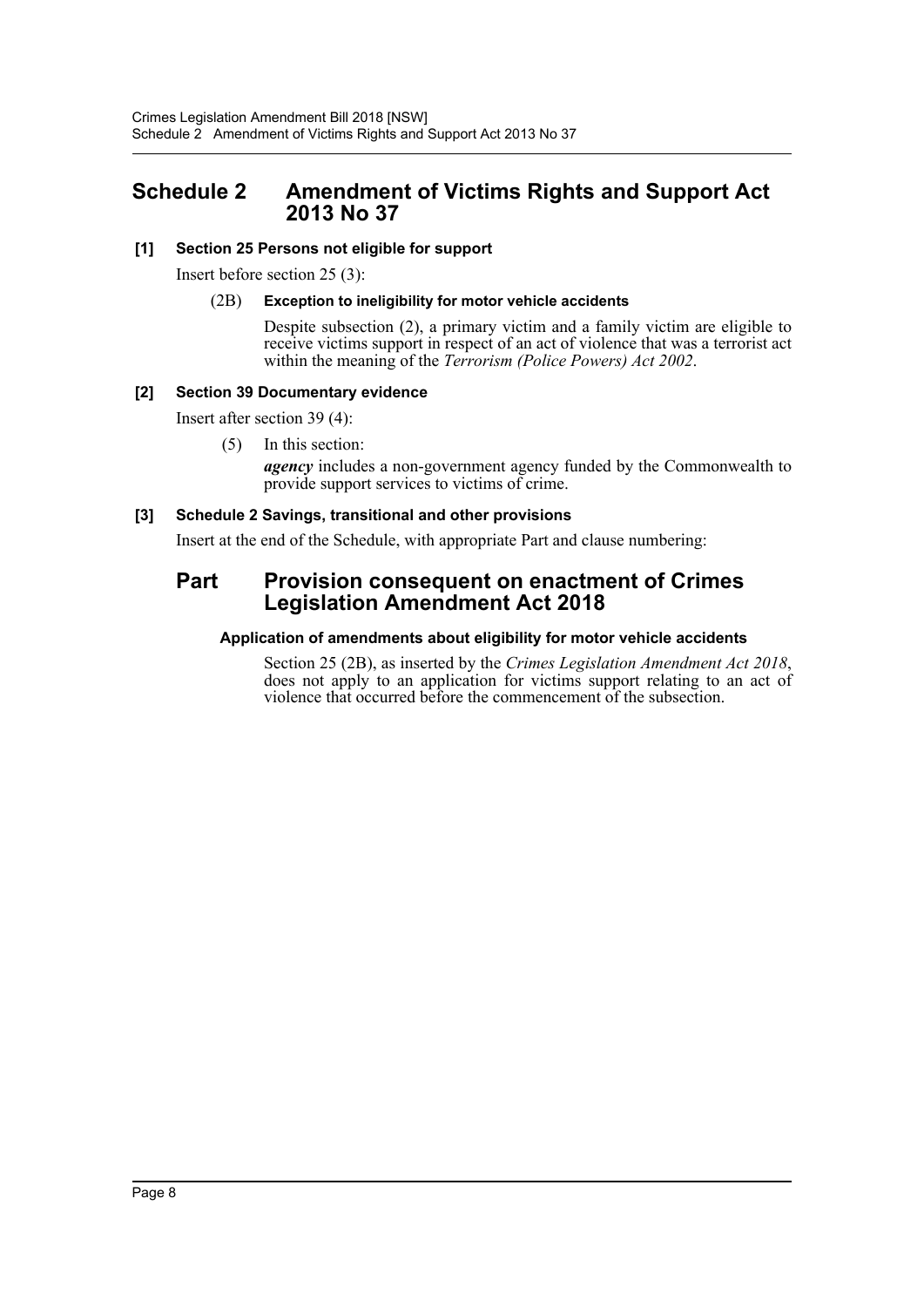# Schedule 2 Amendment of Victims Rights and Support Act 2013 No 37

### [1] Section 25 Persons not eligible for support

Insert before section 25 (3):

(2B) **Exception to ineligibility for motor vehicle accidents**

Despite subsection (2), a primary victim and a family victim are eligible to receive victims support in respect of an act of violence that was a terrorist act within the meaning of the *Terrorism (Police Powers) Act 2002*.

### [2] Section 39 Documentary evidence

Insert after section 39 (4):

(5) In this section:

***agency*** includes a non-government agency funded by the Commonwealth to provide support services to victims of crime.

### [3] Schedule 2 Savings, transitional and other provisions

Insert at the end of the Schedule, with appropriate Part and clause numbering:

## Part Provision consequent on enactment of Crimes Legislation Amendment Act 2018

#### Application of amendments about eligibility for motor vehicle accidents

Section 25 (2B), as inserted by the *Crimes Legislation Amendment Act 2018*, does not apply to an application for victims support relating to an act of violence that occurred before the commencement of the subsection.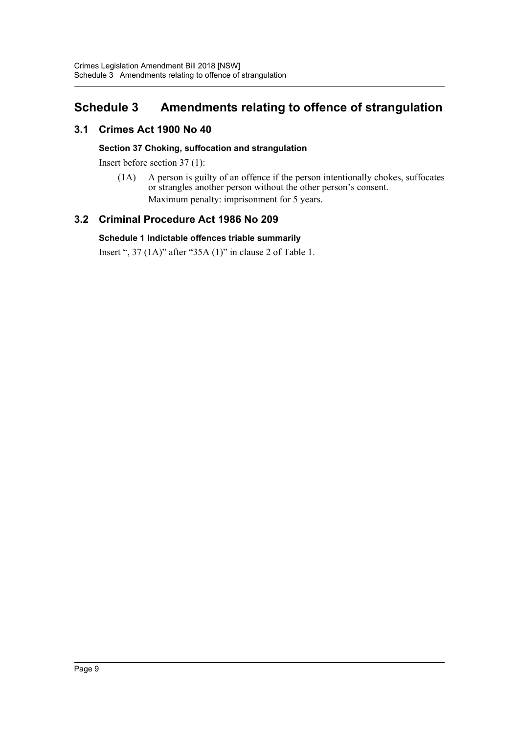# Schedule 3 Amendments relating to offence of strangulation

## 3.1 Crimes Act 1900 No 40

### Section 37 Choking, suffocation and strangulation

Insert before section 37 (1):

(1A) A person is guilty of an offence if the person intentionally chokes, suffocates or strangles another person without the other person's consent.

Maximum penalty: imprisonment for 5 years.

## 3.2 Criminal Procedure Act 1986 No 209

### Schedule 1 Indictable offences triable summarily

Insert ", 37 (1A)" after "35A (1)" in clause 2 of Table 1.